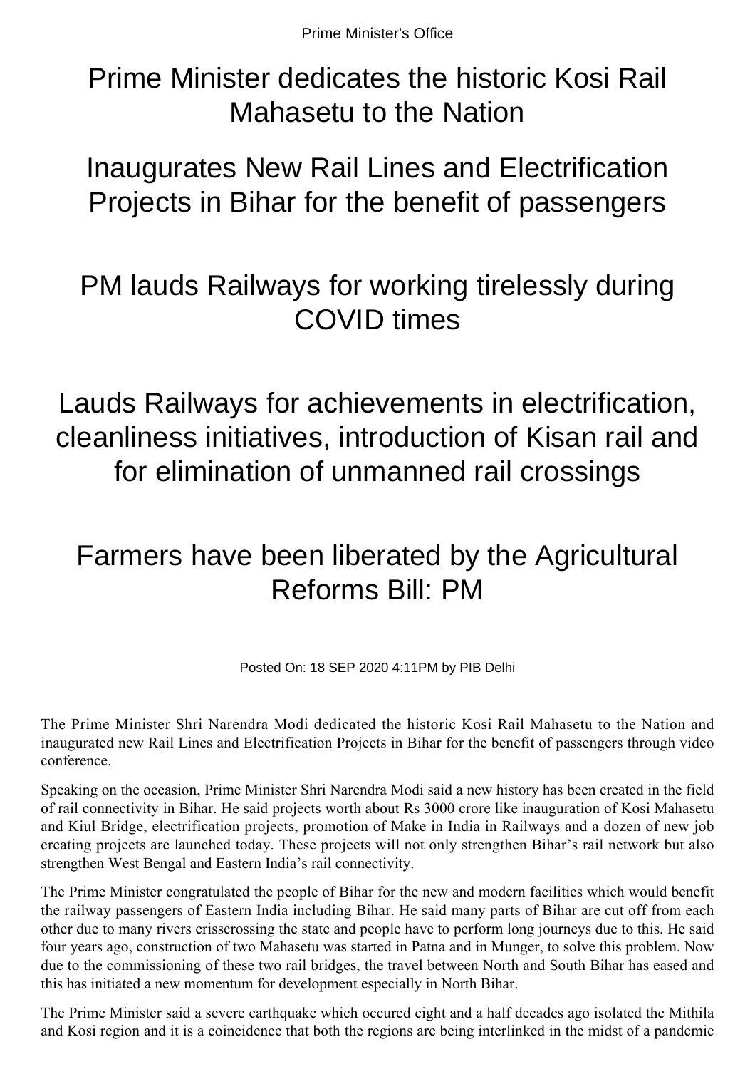Prime Minister's Office

# Prime Minister dedicates the historic Kosi Rail Mahasetu to the Nation

## Inaugurates New Rail Lines and Electrification Projects in Bihar for the benefit of passengers

## PM lauds Railways for working tirelessly during COVID times

## Lauds Railways for achievements in electrification, cleanliness initiatives, introduction of Kisan rail and for elimination of unmanned rail crossings

## Farmers have been liberated by the Agricultural Reforms Bill: PM

Posted On: 18 SEP 2020 4:11PM by PIB Delhi

The Prime Minister Shri Narendra Modi dedicated the historic Kosi Rail Mahasetu to the Nation and inaugurated new Rail Lines and Electrification Projects in Bihar for the benefit of passengers through video conference.

Speaking on the occasion, Prime Minister Shri Narendra Modi said a new history has been created in the field of rail connectivity in Bihar. He said projects worth about Rs 3000 crore like inauguration of Kosi Mahasetu and Kiul Bridge, electrification projects, promotion of Make in India in Railways and a dozen of new job creating projects are launched today. These projects will not only strengthen Bihar's rail network but also strengthen West Bengal and Eastern India's rail connectivity.

The Prime Minister congratulated the people of Bihar for the new and modern facilities which would benefit the railway passengers of Eastern India including Bihar. He said many parts of Bihar are cut off from each other due to many rivers crisscrossing the state and people have to perform long journeys due to this. He said four years ago, construction of two Mahasetu was started in Patna and in Munger, to solve this problem. Now due to the commissioning of these two rail bridges, the travel between North and South Bihar has eased and this has initiated a new momentum for development especially in North Bihar.

The Prime Minister said a severe earthquake which occured eight and a half decades ago isolated the Mithila and Kosi region and it is a coincidence that both the regions are being interlinked in the midst of a pandemic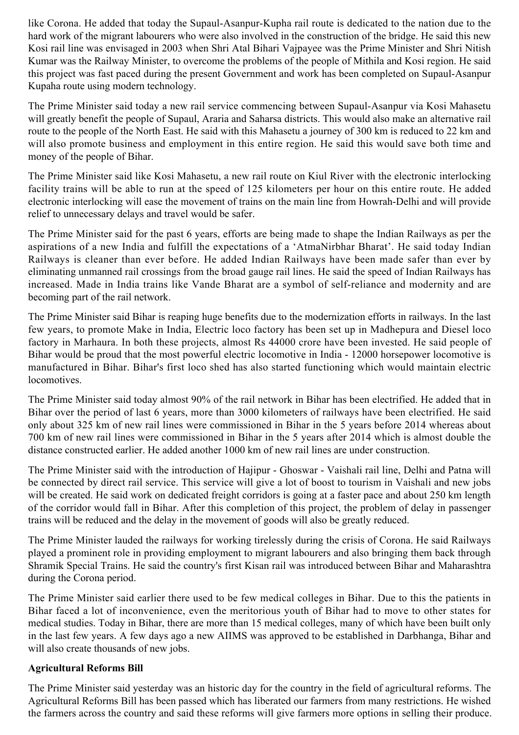like Corona. He added that today the Supaul-Asanpur-Kupha rail route is dedicated to the nation due to the hard work of the migrant labourers who were also involved in the construction of the bridge. He said this new Kosi rail line was envisaged in 2003 when Shri Atal Bihari Vajpayee was the Prime Minister and Shri Nitish Kumar was the Railway Minister, to overcome the problems of the people of Mithila and Kosi region. He said this project was fast paced during the present Government and work has been completed on Supaul-Asanpur Kupaha route using modern technology.

The Prime Minister said today a new rail service commencing between Supaul-Asanpur via Kosi Mahasetu will greatly benefit the people of Supaul, Araria and Saharsa districts. This would also make an alternative rail route to the people of the North East. He said with this Mahasetu a journey of 300 km is reduced to 22 km and will also promote business and employment in this entire region. He said this would save both time and money of the people of Bihar.

The Prime Minister said like Kosi Mahasetu, a new rail route on Kiul River with the electronic interlocking facility trains will be able to run at the speed of 125 kilometers per hour on this entire route. He added electronic interlocking will ease the movement of trains on the main line from Howrah-Delhi and will provide relief to unnecessary delays and travel would be safer.

The Prime Minister said for the past 6 years, efforts are being made to shape the Indian Railways as per the aspirations of a new India and fulfill the expectations of a 'AtmaNirbhar Bharat'. He said today Indian Railways is cleaner than ever before. He added Indian Railways have been made safer than ever by eliminating unmanned rail crossings from the broad gauge rail lines. He said the speed of Indian Railways has increased. Made in India trains like Vande Bharat are a symbol of self-reliance and modernity and are becoming part of the rail network.

The Prime Minister said Bihar is reaping huge benefits due to the modernization efforts in railways. In the last few years, to promote Make in India, Electric loco factory has been set up in Madhepura and Diesel loco factory in Marhaura. In both these projects, almost Rs 44000 crore have been invested. He said people of Bihar would be proud that the most powerful electric locomotive in India - 12000 horsepower locomotive is manufactured in Bihar. Bihar's first loco shed has also started functioning which would maintain electric locomotives.

The Prime Minister said today almost 90% of the rail network in Bihar has been electrified. He added that in Bihar over the period of last 6 years, more than 3000 kilometers of railways have been electrified. He said only about 325 km of new rail lines were commissioned in Bihar in the 5 years before 2014 whereas about 700 km of new rail lines were commissioned in Bihar in the 5 years after 2014 which is almost double the distance constructed earlier. He added another 1000 km of new rail lines are under construction.

The Prime Minister said with the introduction of Hajipur - Ghoswar - Vaishali rail line, Delhi and Patna will be connected by direct rail service. This service will give a lot of boost to tourism in Vaishali and new jobs will be created. He said work on dedicated freight corridors is going at a faster pace and about 250 km length of the corridor would fall in Bihar. After this completion of this project, the problem of delay in passenger trains will be reduced and the delay in the movement of goods will also be greatly reduced.

The Prime Minister lauded the railways for working tirelessly during the crisis of Corona. He said Railways played a prominent role in providing employment to migrant labourers and also bringing them back through Shramik Special Trains. He said the country's first Kisan rail was introduced between Bihar and Maharashtra during the Corona period.

The Prime Minister said earlier there used to be few medical colleges in Bihar. Due to this the patients in Bihar faced a lot of inconvenience, even the meritorious youth of Bihar had to move to other states for medical studies. Today in Bihar, there are more than 15 medical colleges, many of which have been built only in the last few years. A few days ago a new AIIMS was approved to be established in Darbhanga, Bihar and will also create thousands of new jobs.

**Agricultural Reforms Bill**

The Prime Minister said yesterday was an historic day for the country in the field of agricultural reforms. The Agricultural Reforms Bill has been passed which has liberated our farmers from many restrictions. He wished the farmers across the country and said these reforms will give farmers more options in selling their produce.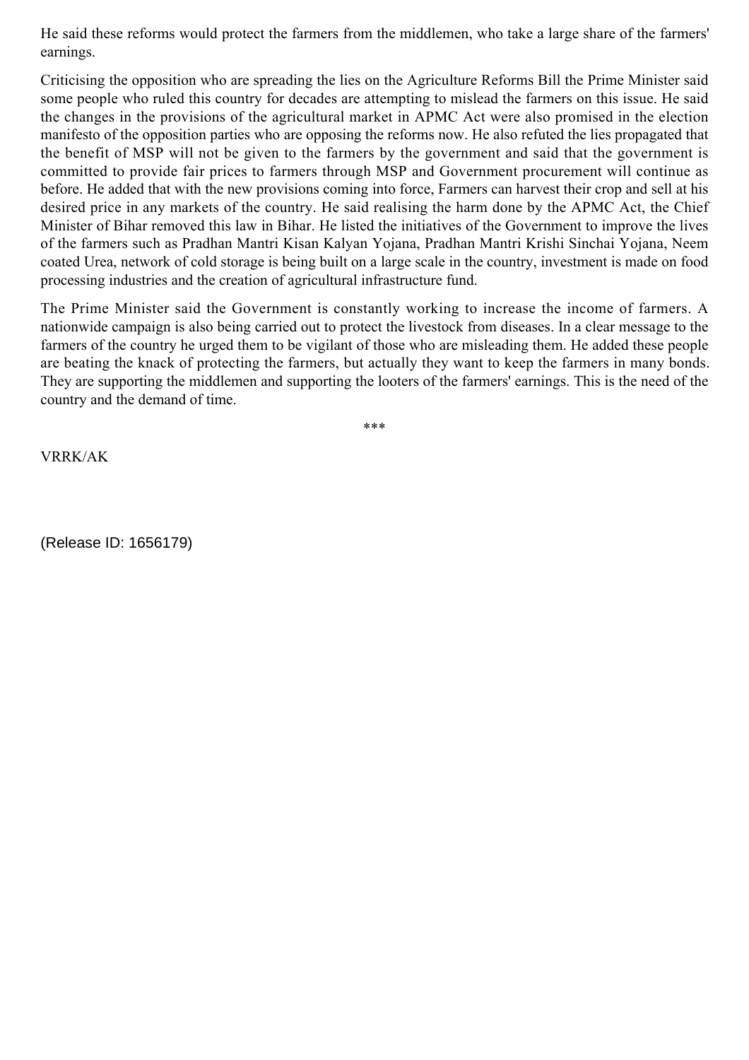He said these reforms would protect the farmers from the middlemen, who take a large share of the farmers' earnings.

Criticising the opposition who are spreading the lies on the Agriculture Reforms Bill the Prime Minister said some people who ruled this country for decades are attempting to mislead the farmers on this issue. He said the changes in the provisions of the agricultural market in APMC Act were also promised in the election manifesto of the opposition parties who are opposing the reforms now. He also refuted the lies propagated that the benefit of MSP will not be given to the farmers by the government and said that the government is committed to provide fair prices to farmers through MSP and Government procurement will continue as before. He added that with the new provisions coming into force, Farmers can harvest their crop and sell at his desired price in any markets of the country. He said realising the harm done by the APMC Act, the Chief Minister of Bihar removed this law in Bihar. He listed the initiatives of the Government to improve the lives of the farmers such as Pradhan Mantri Kisan Kalyan Yojana, Pradhan Mantri Krishi Sinchai Yojana, Neem coated Urea, network of cold storage is being built on a large scale in the country, investment is made on food processing industries and the creation of agricultural infrastructure fund.

The Prime Minister said the Government is constantly working to increase the income of farmers. A nationwide campaign is also being carried out to protect the livestock from diseases. In a clear message to the farmers of the country he urged them to be vigilant of those who are misleading them. He added these people are beating the knack of protecting the farmers, but actually they want to keep the farmers in many bonds. They are supporting the middlemen and supporting the looters of the farmers' earnings. This is the need of the country and the demand of time.

***

VRRK/AK

(Release ID: 1656179)